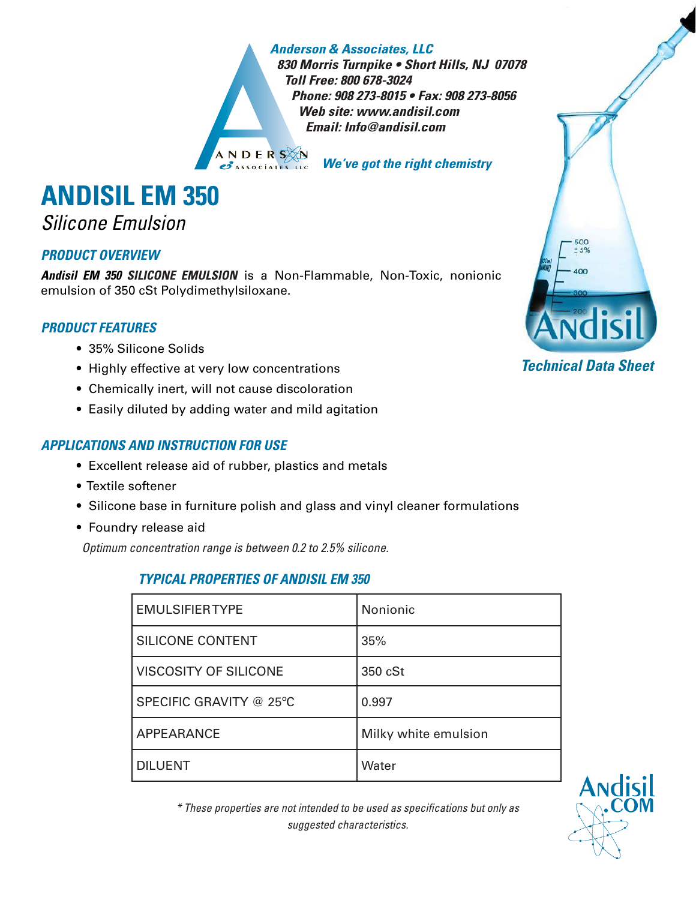*Anderson & Associates, LLC*
*830 Morris Turnpike • Short Hills, NJ 07078*
*Toll Free: 800 678-3024*
*Phone: 908 273-8015 • Fax: 908 273-8056*
*Web site: www.andisil.com*
*Email: Info@andisil.com*

*We've got the right chemistry*

*Technical Data Sheet*

# ANDISIL EM 350

*Silicone Emulsion*

## *PRODUCT OVERVIEW*

***Andisil EM 350 SILICONE EMULSION*** is a Non-Flammable, Non-Toxic, nonionic emulsion of 350 cSt Polydimethylsiloxane.

## *PRODUCT FEATURES*

- 35% Silicone Solids
- Highly effective at very low concentrations
- Chemically inert, will not cause discoloration
- Easily diluted by adding water and mild agitation

## *APPLICATIONS AND INSTRUCTION FOR USE*

- Excellent release aid of rubber, plastics and metals
- Textile softener
- Silicone base in furniture polish and glass and vinyl cleaner formulations
- Foundry release aid

*Optimum concentration range is between 0.2 to 2.5% silicone.*

### *TYPICAL PROPERTIES OF ANDISIL EM 350*

| | |
|---|---|
| EMULSIFIER TYPE | Nonionic |
| SILICONE CONTENT | 35% |
| VISCOSITY OF SILICONE | 350 cSt |
| SPECIFIC GRAVITY @ 25ºC | 0.997 |
| APPEARANCE | Milky white emulsion |
| DILUENT | Water |

*\* These properties are not intended to be used as specifications but only as suggested characteristics.*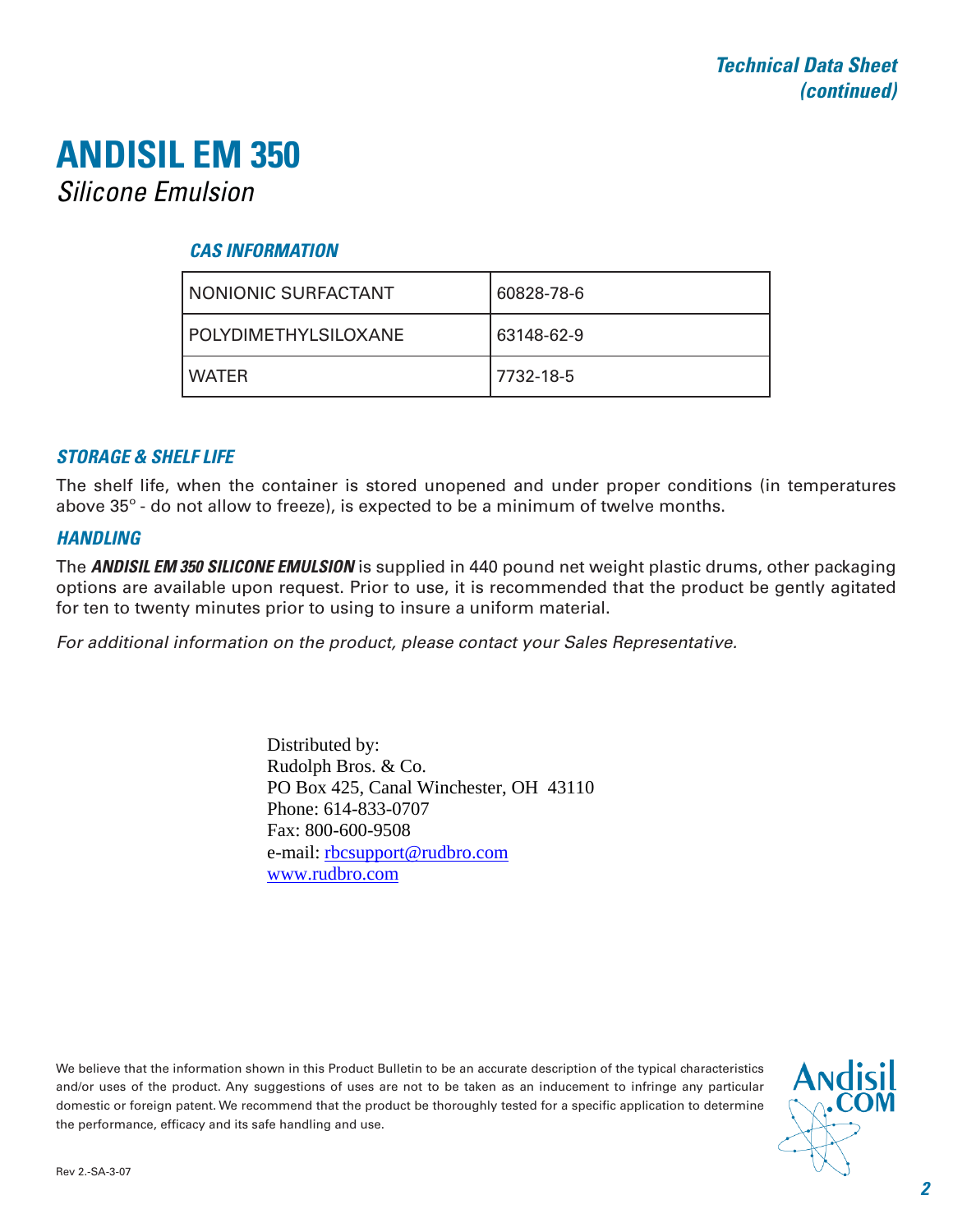# ANDISIL EM 350

*Silicone Emulsion*

### *CAS INFORMATION*

| | |
|---|---|
| NONIONIC SURFACTANT | 60828-78-6 |
| POLYDIMETHYLSILOXANE | 63148-62-9 |
| WATER | 7732-18-5 |

### *STORAGE & SHELF LIFE*

The shelf life, when the container is stored unopened and under proper conditions (in temperatures above 35° - do not allow to freeze), is expected to be a minimum of twelve months.

### *HANDLING*

The ***ANDISIL EM 350 SILICONE EMULSION*** is supplied in 440 pound net weight plastic drums, other packaging options are available upon request. Prior to use, it is recommended that the product be gently agitated for ten to twenty minutes prior to using to insure a uniform material.

*For additional information on the product, please contact your Sales Representative.*

Distributed by:
Rudolph Bros. & Co.
PO Box 425, Canal Winchester, OH 43110
Phone: 614-833-0707
Fax: 800-600-9508
e-mail: rbcsupport@rudbro.com
www.rudbro.com

We believe that the information shown in this Product Bulletin to be an accurate description of the typical characteristics and/or uses of the product. Any suggestions of uses are not to be taken as an inducement to infringe any particular domestic or foreign patent. We recommend that the product be thoroughly tested for a specific application to determine the performance, efficacy and its safe handling and use.

Andisil.COM

Rev 2.-SA-3-07